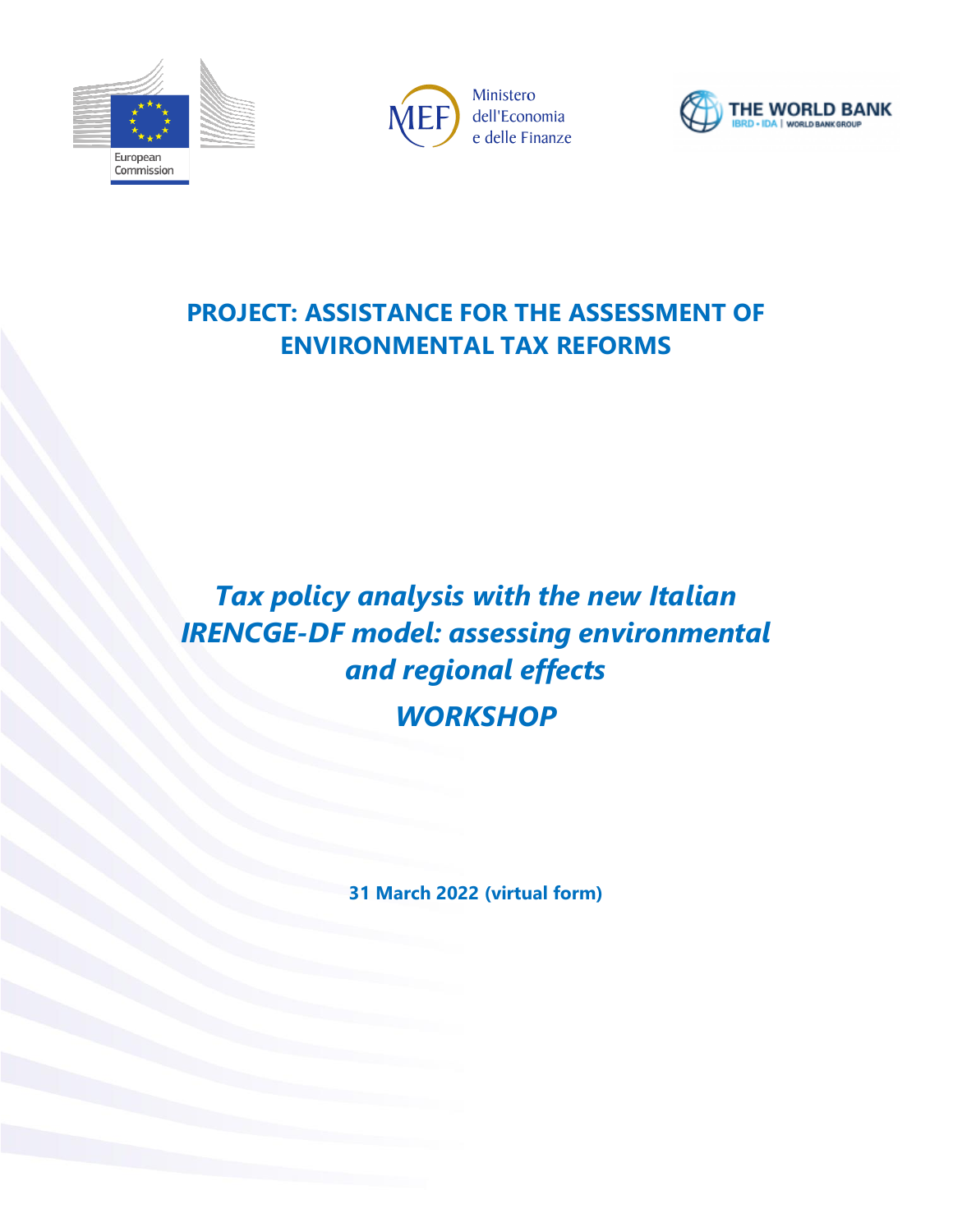European Commission

Ministero dell'Economia e delle Finanze

THE WORLD BANK
IBRD • IDA | WORLD BANK GROUP

# PROJECT: ASSISTANCE FOR THE ASSESSMENT OF ENVIRONMENTAL TAX REFORMS

## *Tax policy analysis with the new Italian IRENCGE-DF model: assessing environmental and regional effects*

## *WORKSHOP*

**31 March 2022 (virtual form)**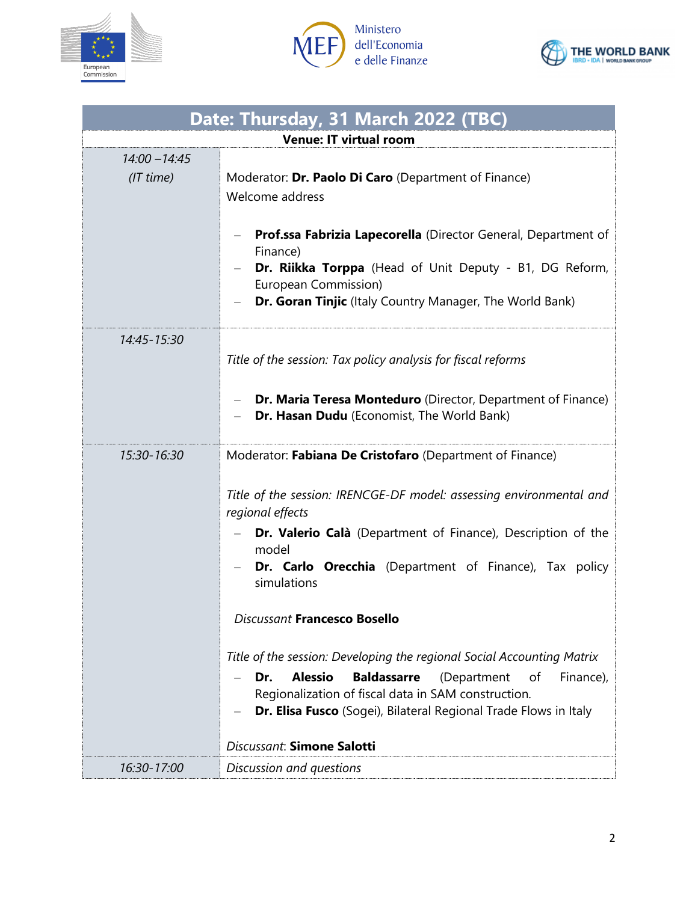| Date: Thursday, 31 March 2022 (TBC) | |
|---|---|
| **Venue: IT virtual room** | |
| *14:00 –14:45* *(IT time)* | Moderator: **Dr. Paolo Di Caro** (Department of Finance)<br>Welcome address<br>– **Prof.ssa Fabrizia Lapecorella** (Director General, Department of Finance)<br>– **Dr. Riikka Torppa** (Head of Unit Deputy - B1, DG Reform, European Commission)<br>– **Dr. Goran Tinjic** (Italy Country Manager, The World Bank) |
| *14:45-15:30* | *Title of the session: Tax policy analysis for fiscal reforms*<br>– **Dr. Maria Teresa Monteduro** (Director, Department of Finance)<br>– **Dr. Hasan Dudu** (Economist, The World Bank) |
| *15:30-16:30* | Moderator: **Fabiana De Cristofaro** (Department of Finance)<br>*Title of the session: IRENCGE-DF model: assessing environmental and regional effects*<br>– **Dr. Valerio Calà** (Department of Finance), Description of the model<br>– **Dr. Carlo Orecchia** (Department of Finance), Tax policy simulations<br>*Discussant* **Francesco Bosello**<br>*Title of the session: Developing the regional Social Accounting Matrix*<br>– **Dr. Alessio Baldassarre** (Department of Finance), Regionalization of fiscal data in SAM construction.<br>– **Dr. Elisa Fusco** (Sogei), Bilateral Regional Trade Flows in Italy<br>*Discussant*: **Simone Salotti** |
| *16:30-17:00* | *Discussion and questions* |